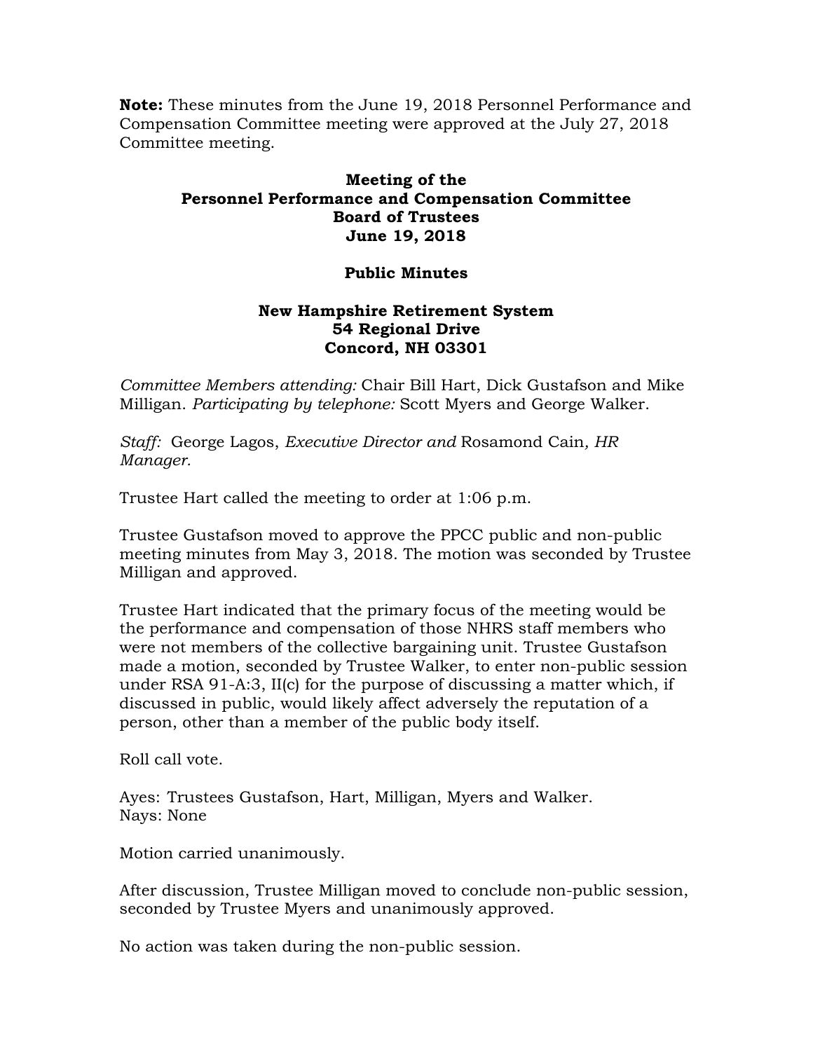**Note:** These minutes from the June 19, 2018 Personnel Performance and Compensation Committee meeting were approved at the July 27, 2018 Committee meeting.

**Meeting of the**
**Personnel Performance and Compensation Committee**
**Board of Trustees**
**June 19, 2018**

**Public Minutes**

**New Hampshire Retirement System**
**54 Regional Drive**
**Concord, NH 03301**

*Committee Members attending:* Chair Bill Hart, Dick Gustafson and Mike Milligan. *Participating by telephone:* Scott Myers and George Walker.

*Staff:* George Lagos, *Executive Director and* Rosamond Cain*, HR Manager.*

Trustee Hart called the meeting to order at 1:06 p.m.

Trustee Gustafson moved to approve the PPCC public and non-public meeting minutes from May 3, 2018. The motion was seconded by Trustee Milligan and approved.

Trustee Hart indicated that the primary focus of the meeting would be the performance and compensation of those NHRS staff members who were not members of the collective bargaining unit. Trustee Gustafson made a motion, seconded by Trustee Walker, to enter non-public session under RSA 91-A:3, II(c) for the purpose of discussing a matter which, if discussed in public, would likely affect adversely the reputation of a person, other than a member of the public body itself.

Roll call vote.

Ayes: Trustees Gustafson, Hart, Milligan, Myers and Walker.
Nays: None

Motion carried unanimously.

After discussion, Trustee Milligan moved to conclude non-public session, seconded by Trustee Myers and unanimously approved.

No action was taken during the non-public session.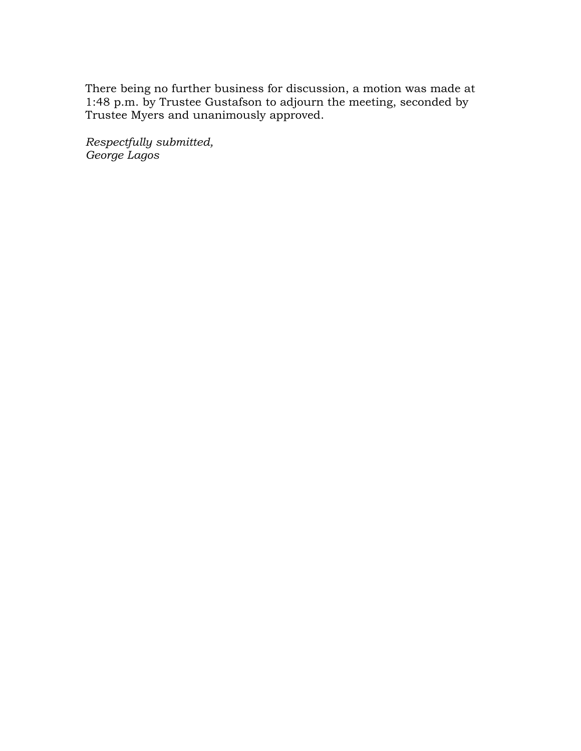There being no further business for discussion, a motion was made at 1:48 p.m. by Trustee Gustafson to adjourn the meeting, seconded by Trustee Myers and unanimously approved.

*Respectfully submitted,*
*George Lagos*